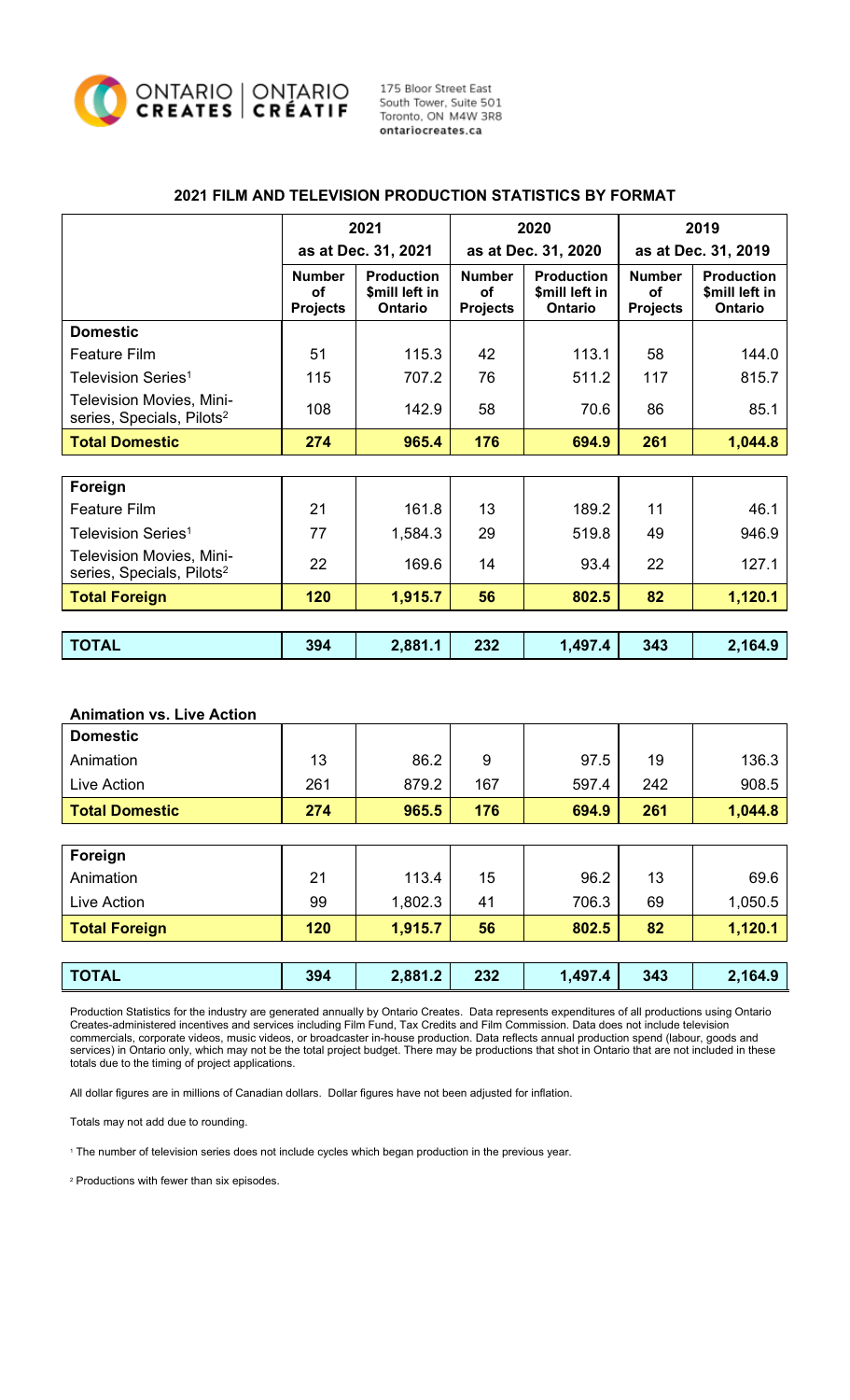ONTARIO CREATES | ONTARIO CRÉATIF

175 Bloor Street East
South Tower, Suite 501
Toronto, ON M4W 3R8
ontariocreates.ca

## 2021 FILM AND TELEVISION PRODUCTION STATISTICS BY FORMAT

| | 2021 as at Dec. 31, 2021 | | 2020 as at Dec. 31, 2020 | | 2019 as at Dec. 31, 2019 | |
|---|---|---|---|---|---|---|
| | Number of Projects | Production $mill left in Ontario | Number of Projects | Production $mill left in Ontario | Number of Projects | Production $mill left in Ontario |
| **Domestic** | | | | | | |
| Feature Film | 51 | 115.3 | 42 | 113.1 | 58 | 144.0 |
| Television Series[1] | 115 | 707.2 | 76 | 511.2 | 117 | 815.7 |
| Television Movies, Mini-series, Specials, Pilots[2] | 108 | 142.9 | 58 | 70.6 | 86 | 85.1 |
| **Total Domestic** | **274** | **965.4** | **176** | **694.9** | **261** | **1,044.8** |
| **Foreign** | | | | | | |
| Feature Film | 21 | 161.8 | 13 | 189.2 | 11 | 46.1 |
| Television Series[1] | 77 | 1,584.3 | 29 | 519.8 | 49 | 946.9 |
| Television Movies, Mini-series, Specials, Pilots[2] | 22 | 169.6 | 14 | 93.4 | 22 | 127.1 |
| **Total Foreign** | **120** | **1,915.7** | **56** | **802.5** | **82** | **1,120.1** |
| **TOTAL** | **394** | **2,881.1** | **232** | **1,497.4** | **343** | **2,164.9** |

### Animation vs. Live Action

| | | | | | | |
|---|---|---|---|---|---|---|
| **Domestic** | | | | | | |
| Animation | 13 | 86.2 | 9 | 97.5 | 19 | 136.3 |
| Live Action | 261 | 879.2 | 167 | 597.4 | 242 | 908.5 |
| **Total Domestic** | **274** | **965.5** | **176** | **694.9** | **261** | **1,044.8** |
| **Foreign** | | | | | | |
| Animation | 21 | 113.4 | 15 | 96.2 | 13 | 69.6 |
| Live Action | 99 | 1,802.3 | 41 | 706.3 | 69 | 1,050.5 |
| **Total Foreign** | **120** | **1,915.7** | **56** | **802.5** | **82** | **1,120.1** |
| **TOTAL** | **394** | **2,881.2** | **232** | **1,497.4** | **343** | **2,164.9** |

Production Statistics for the industry are generated annually by Ontario Creates. Data represents expenditures of all productions using Ontario Creates-administered incentives and services including Film Fund, Tax Credits and Film Commission. Data does not include television commercials, corporate videos, music videos, or broadcaster in-house production. Data reflects annual production spend (labour, goods and services) in Ontario only, which may not be the total project budget. There may be productions that shot in Ontario that are not included in these totals due to the timing of project applications.

All dollar figures are in millions of Canadian dollars. Dollar figures have not been adjusted for inflation.

Totals may not add due to rounding.

[1] The number of television series does not include cycles which began production in the previous year.

[2] Productions with fewer than six episodes.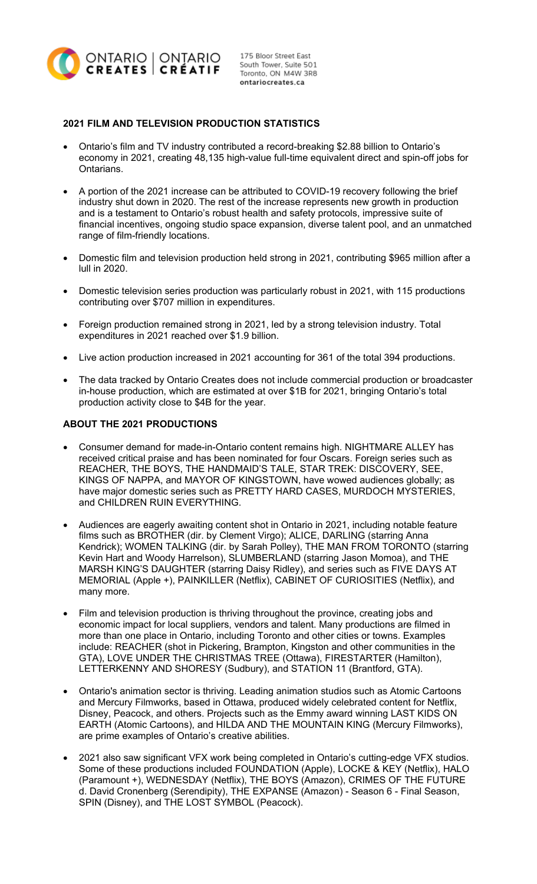## 2021 FILM AND TELEVISION PRODUCTION STATISTICS

- Ontario's film and TV industry contributed a record-breaking $2.88 billion to Ontario's economy in 2021, creating 48,135 high-value full-time equivalent direct and spin-off jobs for Ontarians.
- A portion of the 2021 increase can be attributed to COVID-19 recovery following the brief industry shut down in 2020. The rest of the increase represents new growth in production and is a testament to Ontario's robust health and safety protocols, impressive suite of financial incentives, ongoing studio space expansion, diverse talent pool, and an unmatched range of film-friendly locations.
- Domestic film and television production held strong in 2021, contributing $965 million after a lull in 2020.
- Domestic television series production was particularly robust in 2021, with 115 productions contributing over $707 million in expenditures.
- Foreign production remained strong in 2021, led by a strong television industry. Total expenditures in 2021 reached over $1.9 billion.
- Live action production increased in 2021 accounting for 361 of the total 394 productions.
- The data tracked by Ontario Creates does not include commercial production or broadcaster in-house production, which are estimated at over $1B for 2021, bringing Ontario's total production activity close to $4B for the year.

## ABOUT THE 2021 PRODUCTIONS

- Consumer demand for made-in-Ontario content remains high. NIGHTMARE ALLEY has received critical praise and has been nominated for four Oscars. Foreign series such as REACHER, THE BOYS, THE HANDMAID'S TALE, STAR TREK: DISCOVERY, SEE, KINGS OF NAPPA, and MAYOR OF KINGSTOWN, have wowed audiences globally; as have major domestic series such as PRETTY HARD CASES, MURDOCH MYSTERIES, and CHILDREN RUIN EVERYTHING.
- Audiences are eagerly awaiting content shot in Ontario in 2021, including notable feature films such as BROTHER (dir. by Clement Virgo); ALICE, DARLING (starring Anna Kendrick); WOMEN TALKING (dir. by Sarah Polley), THE MAN FROM TORONTO (starring Kevin Hart and Woody Harrelson), SLUMBERLAND (starring Jason Momoa), and THE MARSH KING'S DAUGHTER (starring Daisy Ridley), and series such as FIVE DAYS AT MEMORIAL (Apple +), PAINKILLER (Netflix), CABINET OF CURIOSITIES (Netflix), and many more.
- Film and television production is thriving throughout the province, creating jobs and economic impact for local suppliers, vendors and talent. Many productions are filmed in more than one place in Ontario, including Toronto and other cities or towns. Examples include: REACHER (shot in Pickering, Brampton, Kingston and other communities in the GTA), LOVE UNDER THE CHRISTMAS TREE (Ottawa), FIRESTARTER (Hamilton), LETTERKENNY AND SHORESY (Sudbury), and STATION 11 (Brantford, GTA).
- Ontario's animation sector is thriving. Leading animation studios such as Atomic Cartoons and Mercury Filmworks, based in Ottawa, produced widely celebrated content for Netflix, Disney, Peacock, and others. Projects such as the Emmy award winning LAST KIDS ON EARTH (Atomic Cartoons), and HILDA AND THE MOUNTAIN KING (Mercury Filmworks), are prime examples of Ontario's creative abilities.
- 2021 also saw significant VFX work being completed in Ontario's cutting-edge VFX studios. Some of these productions included FOUNDATION (Apple), LOCKE & KEY (Netflix), HALO (Paramount +), WEDNESDAY (Netflix), THE BOYS (Amazon), CRIMES OF THE FUTURE d. David Cronenberg (Serendipity), THE EXPANSE (Amazon) - Season 6 - Final Season, SPIN (Disney), and THE LOST SYMBOL (Peacock).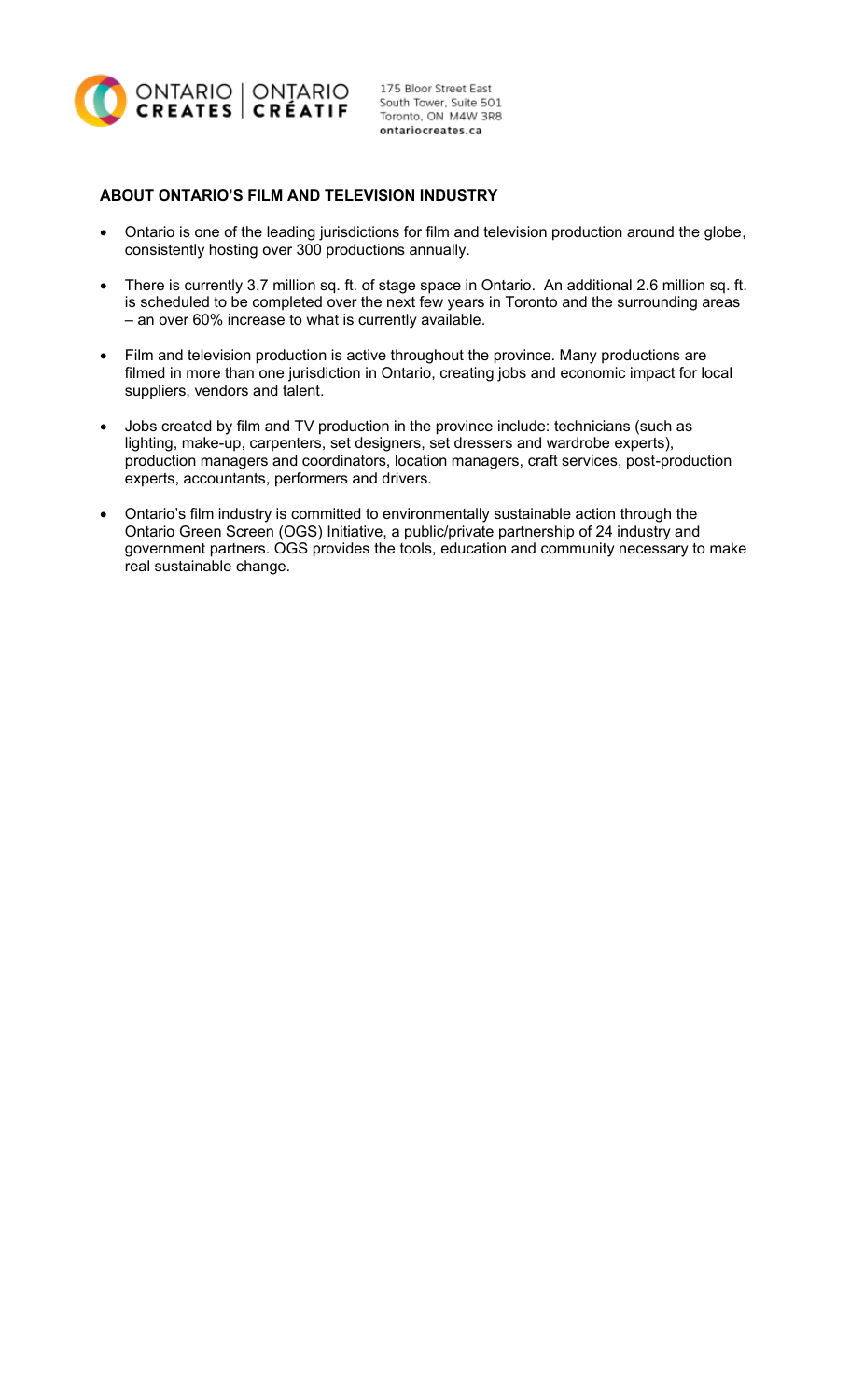ONTARIO CREATES | ONTARIO CRÉATIF

175 Bloor Street East
South Tower, Suite 501
Toronto, ON M4W 3R8
ontariocreates.ca

**ABOUT ONTARIO'S FILM AND TELEVISION INDUSTRY**

- Ontario is one of the leading jurisdictions for film and television production around the globe, consistently hosting over 300 productions annually.
- There is currently 3.7 million sq. ft. of stage space in Ontario. An additional 2.6 million sq. ft. is scheduled to be completed over the next few years in Toronto and the surrounding areas – an over 60% increase to what is currently available.
- Film and television production is active throughout the province. Many productions are filmed in more than one jurisdiction in Ontario, creating jobs and economic impact for local suppliers, vendors and talent.
- Jobs created by film and TV production in the province include: technicians (such as lighting, make-up, carpenters, set designers, set dressers and wardrobe experts), production managers and coordinators, location managers, craft services, post-production experts, accountants, performers and drivers.
- Ontario's film industry is committed to environmentally sustainable action through the Ontario Green Screen (OGS) Initiative, a public/private partnership of 24 industry and government partners. OGS provides the tools, education and community necessary to make real sustainable change.